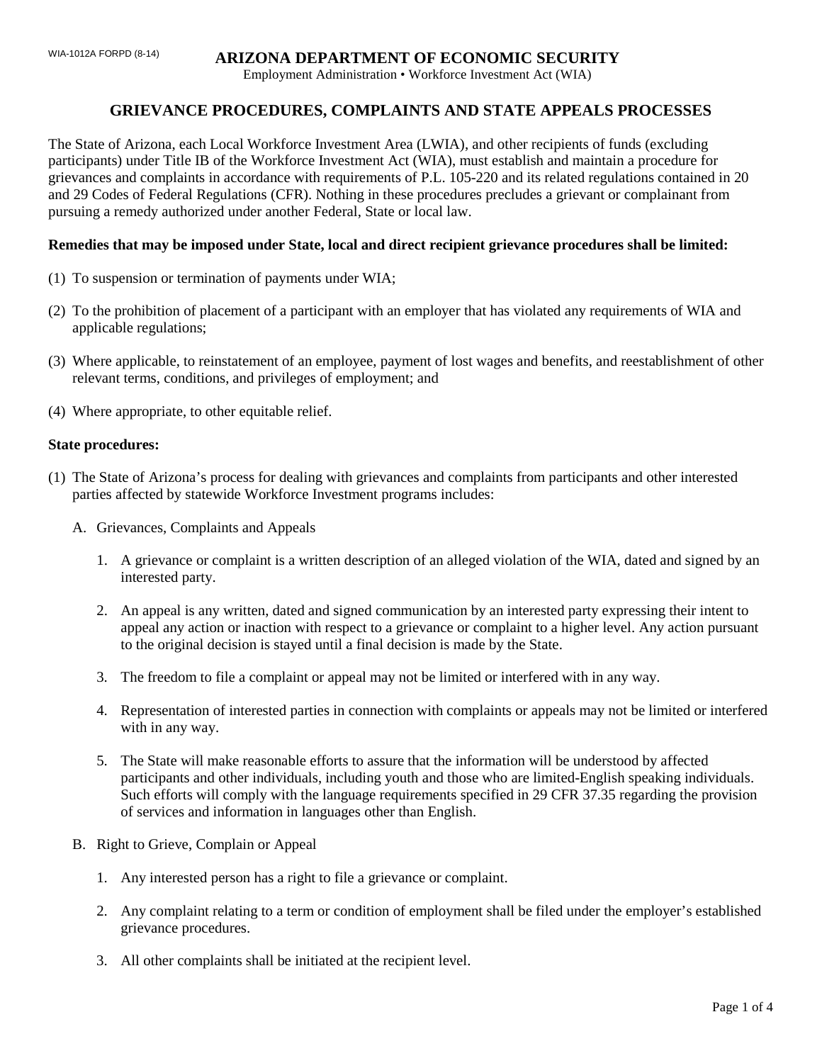WIA-1012A FORPD (8-14)

# ARIZONA DEPARTMENT OF ECONOMIC SECURITY

Employment Administration • Workforce Investment Act (WIA)

## GRIEVANCE PROCEDURES, COMPLAINTS AND STATE APPEALS PROCESSES

The State of Arizona, each Local Workforce Investment Area (LWIA), and other recipients of funds (excluding participants) under Title IB of the Workforce Investment Act (WIA), must establish and maintain a procedure for grievances and complaints in accordance with requirements of P.L. 105-220 and its related regulations contained in 20 and 29 Codes of Federal Regulations (CFR). Nothing in these procedures precludes a grievant or complainant from pursuing a remedy authorized under another Federal, State or local law.

**Remedies that may be imposed under State, local and direct recipient grievance procedures shall be limited:**

(1) To suspension or termination of payments under WIA;

(2) To the prohibition of placement of a participant with an employer that has violated any requirements of WIA and applicable regulations;

(3) Where applicable, to reinstatement of an employee, payment of lost wages and benefits, and reestablishment of other relevant terms, conditions, and privileges of employment; and

(4) Where appropriate, to other equitable relief.

**State procedures:**

(1) The State of Arizona's process for dealing with grievances and complaints from participants and other interested parties affected by statewide Workforce Investment programs includes:

A. Grievances, Complaints and Appeals

1. A grievance or complaint is a written description of an alleged violation of the WIA, dated and signed by an interested party.
2. An appeal is any written, dated and signed communication by an interested party expressing their intent to appeal any action or inaction with respect to a grievance or complaint to a higher level. Any action pursuant to the original decision is stayed until a final decision is made by the State.
3. The freedom to file a complaint or appeal may not be limited or interfered with in any way.
4. Representation of interested parties in connection with complaints or appeals may not be limited or interfered with in any way.
5. The State will make reasonable efforts to assure that the information will be understood by affected participants and other individuals, including youth and those who are limited-English speaking individuals. Such efforts will comply with the language requirements specified in 29 CFR 37.35 regarding the provision of services and information in languages other than English.

B. Right to Grieve, Complain or Appeal

1. Any interested person has a right to file a grievance or complaint.
2. Any complaint relating to a term or condition of employment shall be filed under the employer's established grievance procedures.
3. All other complaints shall be initiated at the recipient level.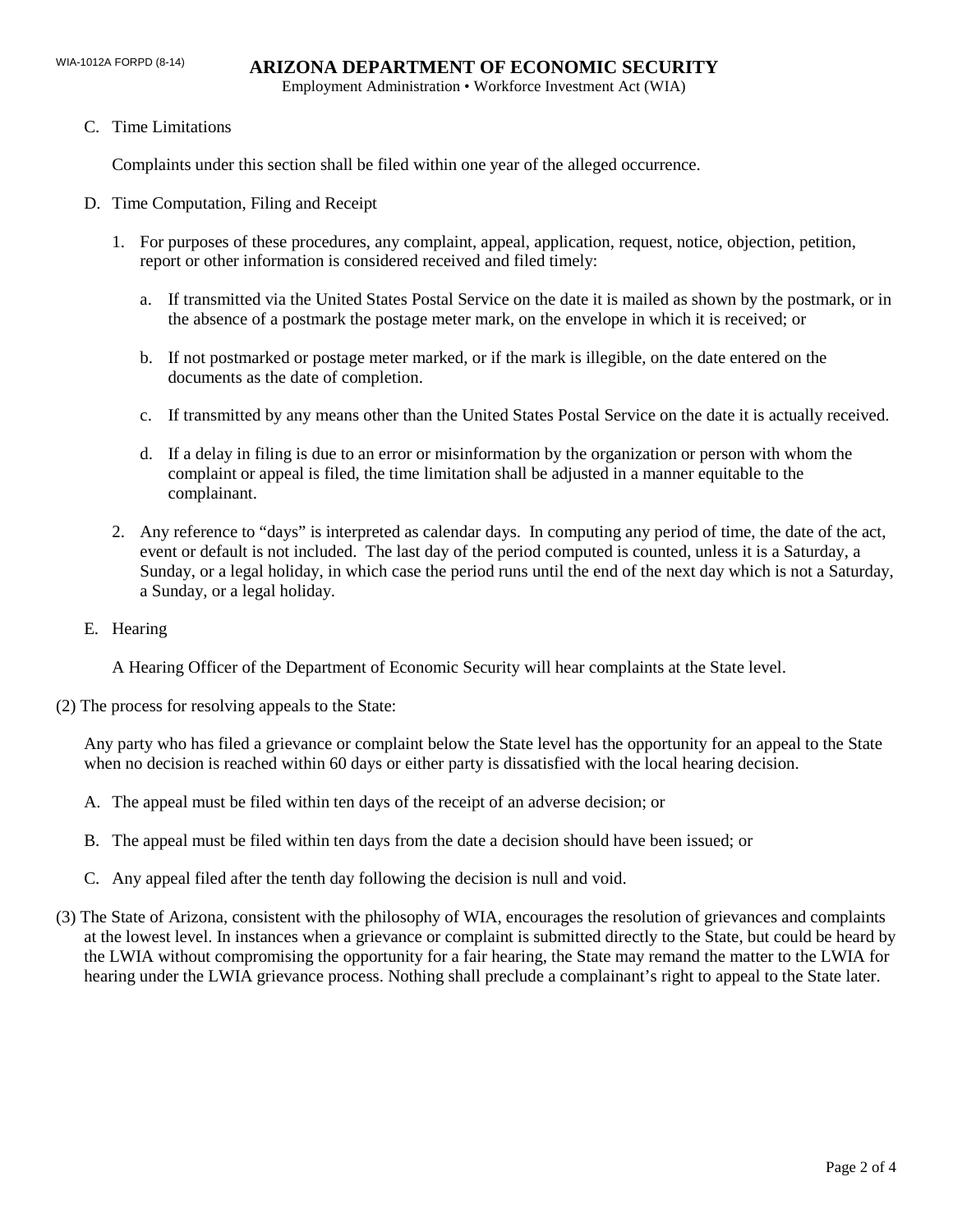C. Time Limitations

   Complaints under this section shall be filed within one year of the alleged occurrence.

D. Time Computation, Filing and Receipt

   1. For purposes of these procedures, any complaint, appeal, application, request, notice, objection, petition, report or other information is considered received and filed timely:

      a. If transmitted via the United States Postal Service on the date it is mailed as shown by the postmark, or in the absence of a postmark the postage meter mark, on the envelope in which it is received; or

      b. If not postmarked or postage meter marked, or if the mark is illegible, on the date entered on the documents as the date of completion.

      c. If transmitted by any means other than the United States Postal Service on the date it is actually received.

      d. If a delay in filing is due to an error or misinformation by the organization or person with whom the complaint or appeal is filed, the time limitation shall be adjusted in a manner equitable to the complainant.

   2. Any reference to "days" is interpreted as calendar days. In computing any period of time, the date of the act, event or default is not included. The last day of the period computed is counted, unless it is a Saturday, a Sunday, or a legal holiday, in which case the period runs until the end of the next day which is not a Saturday, a Sunday, or a legal holiday.

E. Hearing

   A Hearing Officer of the Department of Economic Security will hear complaints at the State level.

(2) The process for resolving appeals to the State:

Any party who has filed a grievance or complaint below the State level has the opportunity for an appeal to the State when no decision is reached within 60 days or either party is dissatisfied with the local hearing decision.

A. The appeal must be filed within ten days of the receipt of an adverse decision; or

B. The appeal must be filed within ten days from the date a decision should have been issued; or

C. Any appeal filed after the tenth day following the decision is null and void.

(3) The State of Arizona, consistent with the philosophy of WIA, encourages the resolution of grievances and complaints at the lowest level. In instances when a grievance or complaint is submitted directly to the State, but could be heard by the LWIA without compromising the opportunity for a fair hearing, the State may remand the matter to the LWIA for hearing under the LWIA grievance process. Nothing shall preclude a complainant's right to appeal to the State later.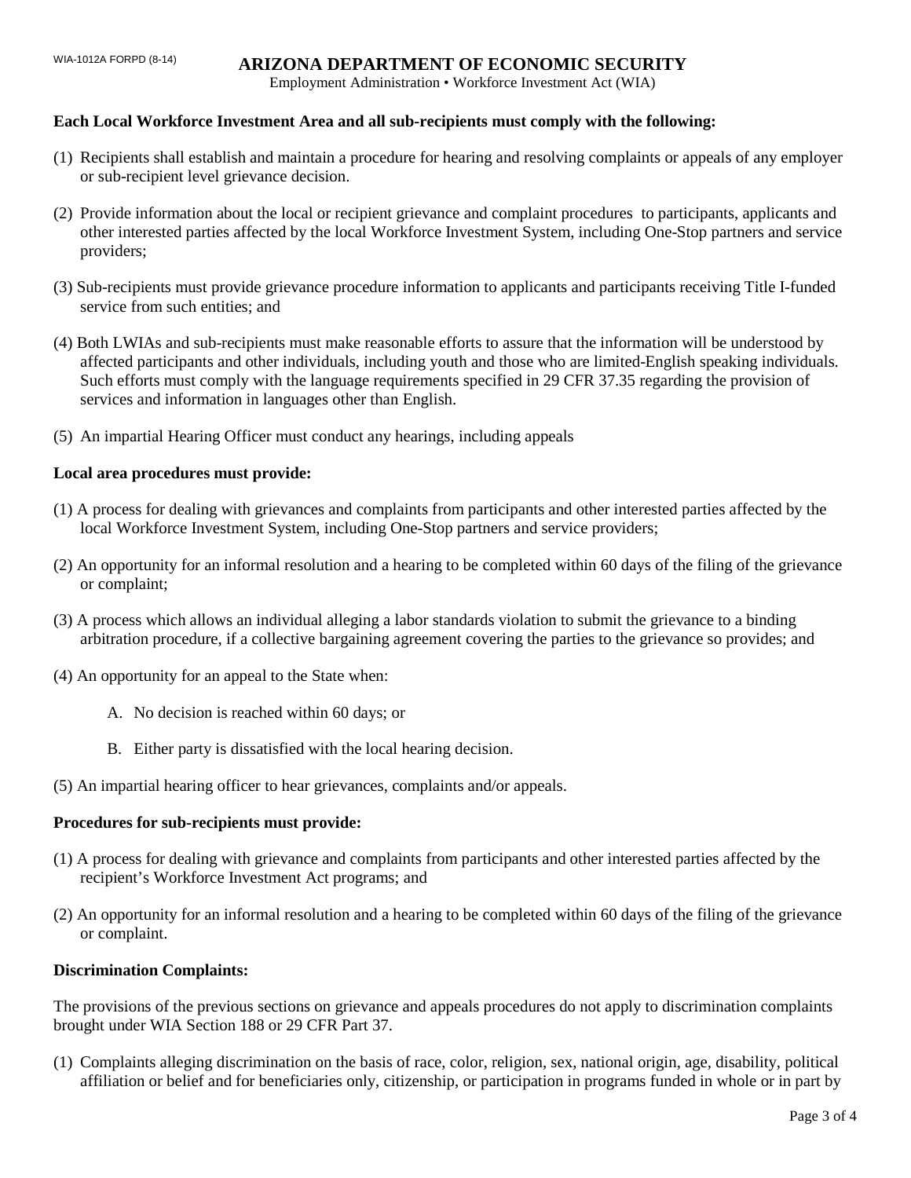**Each Local Workforce Investment Area and all sub-recipients must comply with the following:**

(1) Recipients shall establish and maintain a procedure for hearing and resolving complaints or appeals of any employer or sub-recipient level grievance decision.

(2) Provide information about the local or recipient grievance and complaint procedures to participants, applicants and other interested parties affected by the local Workforce Investment System, including One-Stop partners and service providers;

(3) Sub-recipients must provide grievance procedure information to applicants and participants receiving Title I-funded service from such entities; and

(4) Both LWIAs and sub-recipients must make reasonable efforts to assure that the information will be understood by affected participants and other individuals, including youth and those who are limited-English speaking individuals. Such efforts must comply with the language requirements specified in 29 CFR 37.35 regarding the provision of services and information in languages other than English.

(5) An impartial Hearing Officer must conduct any hearings, including appeals

**Local area procedures must provide:**

(1) A process for dealing with grievances and complaints from participants and other interested parties affected by the local Workforce Investment System, including One-Stop partners and service providers;

(2) An opportunity for an informal resolution and a hearing to be completed within 60 days of the filing of the grievance or complaint;

(3) A process which allows an individual alleging a labor standards violation to submit the grievance to a binding arbitration procedure, if a collective bargaining agreement covering the parties to the grievance so provides; and

(4) An opportunity for an appeal to the State when:

   A. No decision is reached within 60 days; or

   B. Either party is dissatisfied with the local hearing decision.

(5) An impartial hearing officer to hear grievances, complaints and/or appeals.

**Procedures for sub-recipients must provide:**

(1) A process for dealing with grievance and complaints from participants and other interested parties affected by the recipient's Workforce Investment Act programs; and

(2) An opportunity for an informal resolution and a hearing to be completed within 60 days of the filing of the grievance or complaint.

**Discrimination Complaints:**

The provisions of the previous sections on grievance and appeals procedures do not apply to discrimination complaints brought under WIA Section 188 or 29 CFR Part 37.

(1) Complaints alleging discrimination on the basis of race, color, religion, sex, national origin, age, disability, political affiliation or belief and for beneficiaries only, citizenship, or participation in programs funded in whole or in part by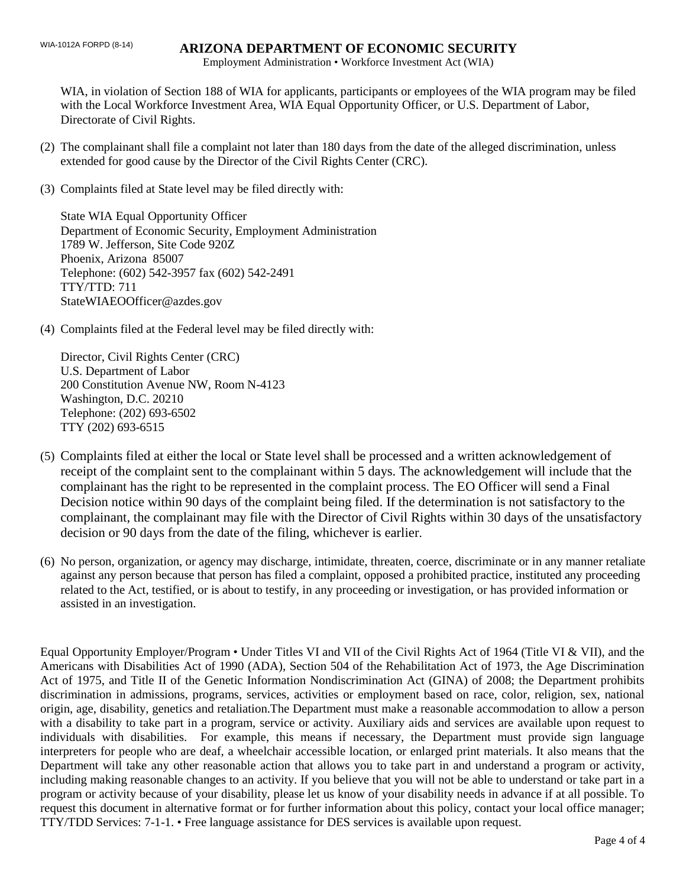WIA, in violation of Section 188 of WIA for applicants, participants or employees of the WIA program may be filed with the Local Workforce Investment Area, WIA Equal Opportunity Officer, or U.S. Department of Labor, Directorate of Civil Rights.

(2) The complainant shall file a complaint not later than 180 days from the date of the alleged discrimination, unless extended for good cause by the Director of the Civil Rights Center (CRC).

(3) Complaints filed at State level may be filed directly with:

State WIA Equal Opportunity Officer
Department of Economic Security, Employment Administration
1789 W. Jefferson, Site Code 920Z
Phoenix, Arizona 85007
Telephone: (602) 542-3957 fax (602) 542-2491
TTY/TTD: 711
StateWIAEOOfficer@azdes.gov

(4) Complaints filed at the Federal level may be filed directly with:

Director, Civil Rights Center (CRC)
U.S. Department of Labor
200 Constitution Avenue NW, Room N-4123
Washington, D.C. 20210
Telephone: (202) 693-6502
TTY (202) 693-6515

(5) Complaints filed at either the local or State level shall be processed and a written acknowledgement of receipt of the complaint sent to the complainant within 5 days. The acknowledgement will include that the complainant has the right to be represented in the complaint process. The EO Officer will send a Final Decision notice within 90 days of the complaint being filed. If the determination is not satisfactory to the complainant, the complainant may file with the Director of Civil Rights within 30 days of the unsatisfactory decision or 90 days from the date of the filing, whichever is earlier.

(6) No person, organization, or agency may discharge, intimidate, threaten, coerce, discriminate or in any manner retaliate against any person because that person has filed a complaint, opposed a prohibited practice, instituted any proceeding related to the Act, testified, or is about to testify, in any proceeding or investigation, or has provided information or assisted in an investigation.

Equal Opportunity Employer/Program • Under Titles VI and VII of the Civil Rights Act of 1964 (Title VI & VII), and the Americans with Disabilities Act of 1990 (ADA), Section 504 of the Rehabilitation Act of 1973, the Age Discrimination Act of 1975, and Title II of the Genetic Information Nondiscrimination Act (GINA) of 2008; the Department prohibits discrimination in admissions, programs, services, activities or employment based on race, color, religion, sex, national origin, age, disability, genetics and retaliation.The Department must make a reasonable accommodation to allow a person with a disability to take part in a program, service or activity. Auxiliary aids and services are available upon request to individuals with disabilities. For example, this means if necessary, the Department must provide sign language interpreters for people who are deaf, a wheelchair accessible location, or enlarged print materials. It also means that the Department will take any other reasonable action that allows you to take part in and understand a program or activity, including making reasonable changes to an activity. If you believe that you will not be able to understand or take part in a program or activity because of your disability, please let us know of your disability needs in advance if at all possible. To request this document in alternative format or for further information about this policy, contact your local office manager; TTY/TDD Services: 7-1-1. • Free language assistance for DES services is available upon request.